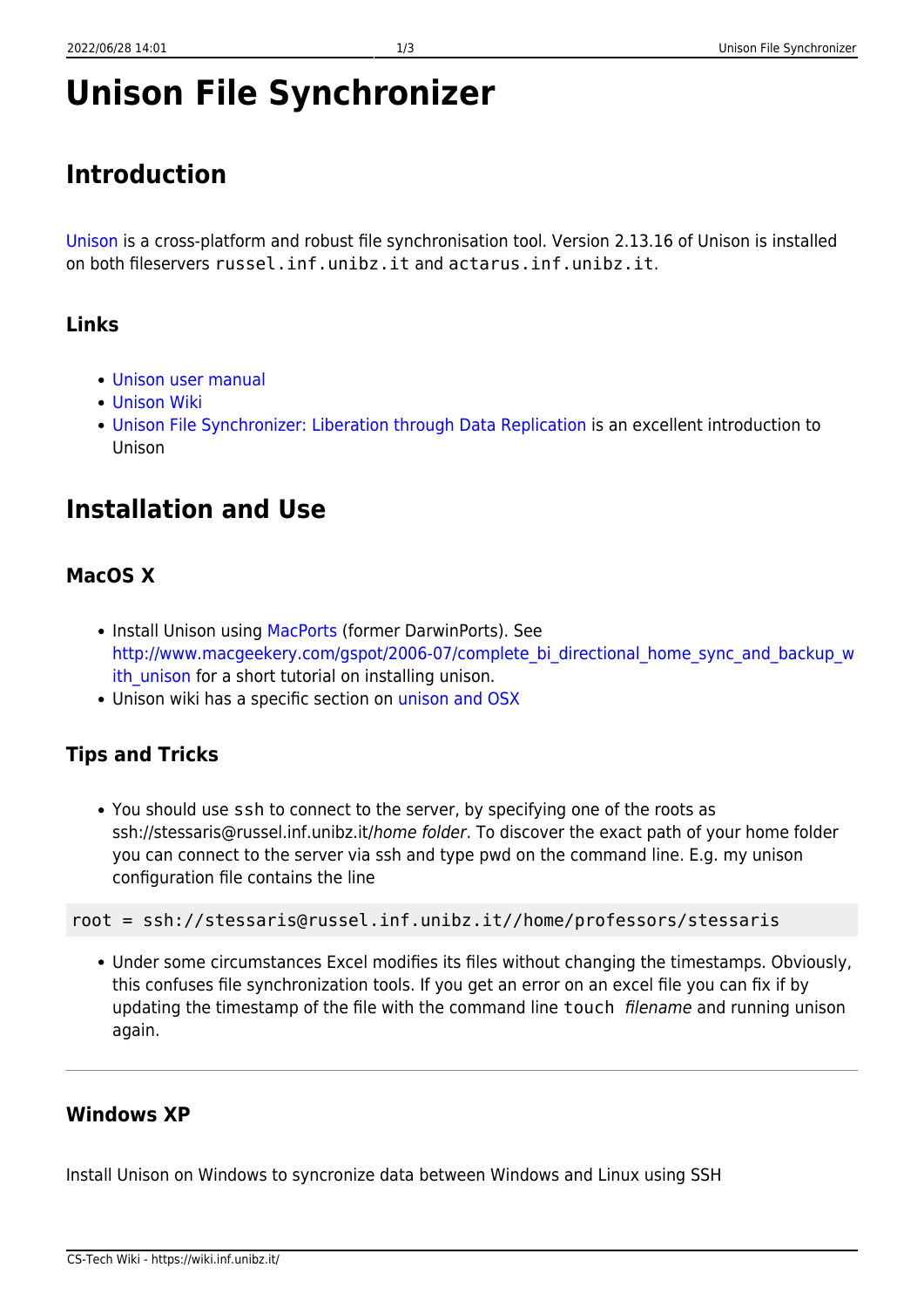# Unison File Synchronizer

## Introduction

Unison is a cross-platform and robust file synchronisation tool. Version 2.13.16 of Unison is installed on both fileservers `russel.inf.unibz.it` and `actarus.inf.unibz.it`.

### Links

- Unison user manual
- Unison Wiki
- Unison File Synchronizer: Liberation through Data Replication is an excellent introduction to Unison

## Installation and Use

### MacOS X

- Install Unison using MacPorts (former DarwinPorts). See http://www.macgeekery.com/gspot/2006-07/complete_bi_directional_home_sync_and_backup_with_unison for a short tutorial on installing unison.
- Unison wiki has a specific section on unison and OSX

### Tips and Tricks

- You should use `ssh` to connect to the server, by specifying one of the roots as ssh://stessaris@russel.inf.unibz.it/*home folder*. To discover the exact path of your home folder you can connect to the server via ssh and type pwd on the command line. E.g. my unison configuration file contains the line

```
root = ssh://stessaris@russel.inf.unibz.it//home/professors/stessaris
```

- Under some circumstances Excel modifies its files without changing the timestamps. Obviously, this confuses file synchronization tools. If you get an error on an excel file you can fix if by updating the timestamp of the file with the command line `touch` *filename* and running unison again.

---

### Windows XP

Install Unison on Windows to syncronize data between Windows and Linux using SSH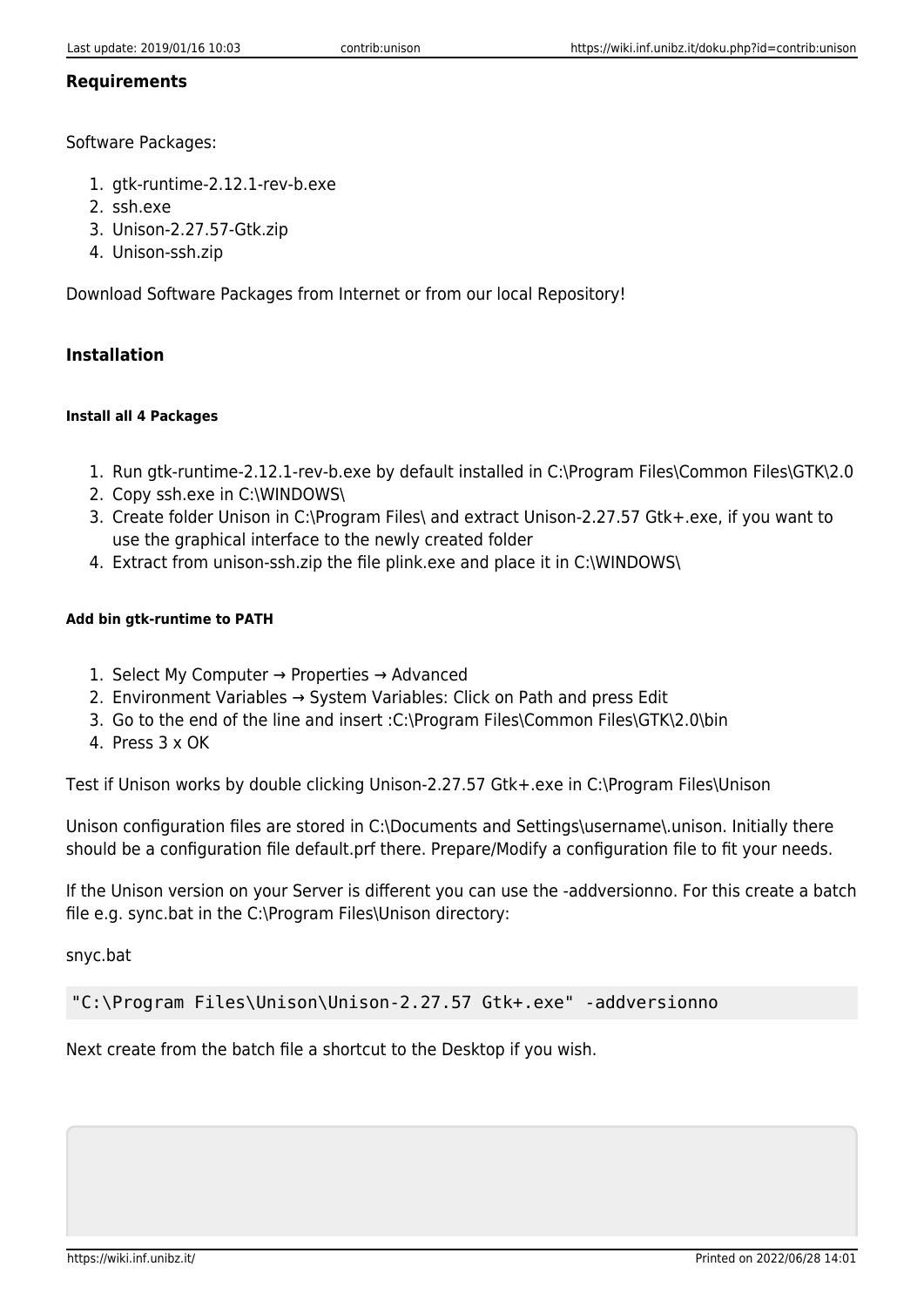### Requirements

Software Packages:

1. gtk-runtime-2.12.1-rev-b.exe
2. ssh.exe
3. Unison-2.27.57-Gtk.zip
4. Unison-ssh.zip

Download Software Packages from Internet or from our local Repository!

### Installation

##### Install all 4 Packages

1. Run gtk-runtime-2.12.1-rev-b.exe by default installed in C:\Program Files\Common Files\GTK\2.0
2. Copy ssh.exe in C:\WINDOWS\
3. Create folder Unison in C:\Program Files\ and extract Unison-2.27.57 Gtk+.exe, if you want to use the graphical interface to the newly created folder
4. Extract from unison-ssh.zip the file plink.exe and place it in C:\WINDOWS\

##### Add bin gtk-runtime to PATH

1. Select My Computer → Properties → Advanced
2. Environment Variables → System Variables: Click on Path and press Edit
3. Go to the end of the line and insert :C:\Program Files\Common Files\GTK\2.0\bin
4. Press 3 x OK

Test if Unison works by double clicking Unison-2.27.57 Gtk+.exe in C:\Program Files\Unison

Unison configuration files are stored in C:\Documents and Settings\username\.unison. Initially there should be a configuration file default.prf there. Prepare/Modify a configuration file to fit your needs.

If the Unison version on your Server is different you can use the -addversionno. For this create a batch file e.g. sync.bat in the C:\Program Files\Unison directory:

snyc.bat

```
"C:\Program Files\Unison\Unison-2.27.57 Gtk+.exe" -addversionno
```

Next create from the batch file a shortcut to the Desktop if you wish.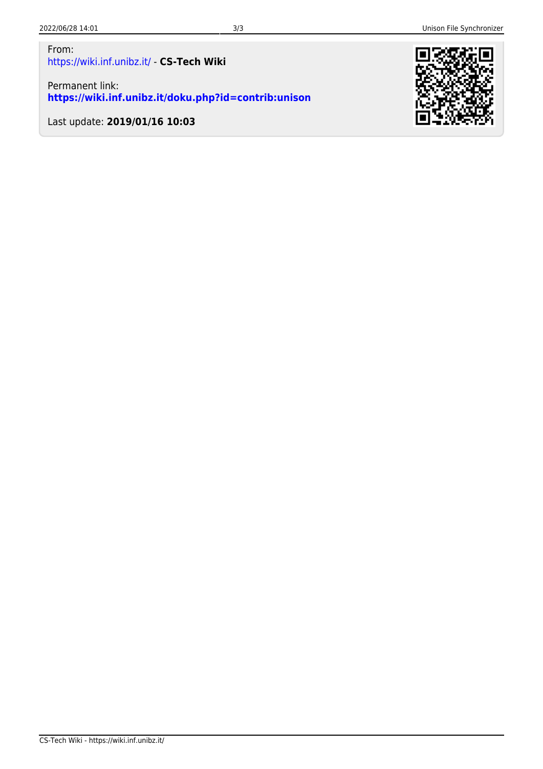From:
https://wiki.inf.unibz.it/ - **CS-Tech Wiki**

Permanent link:
**https://wiki.inf.unibz.it/doku.php?id=contrib:unison**

Last update: **2019/01/16 10:03**